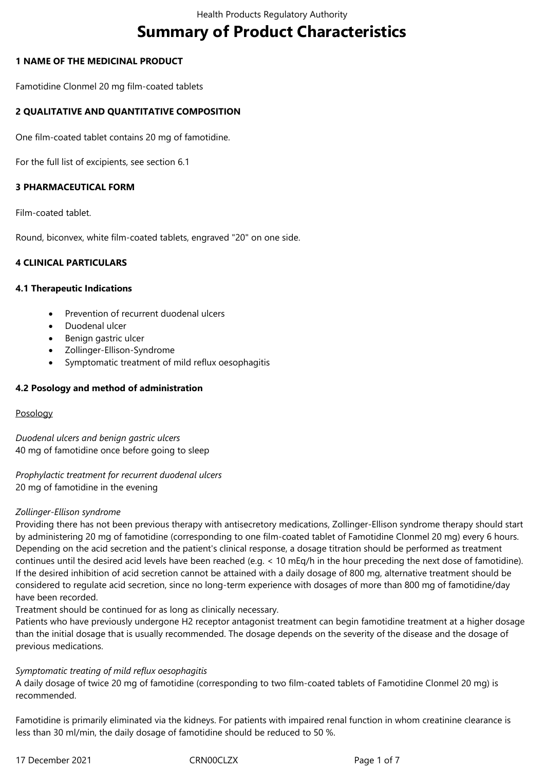# Summary of Product Characteristics

## 1 NAME OF THE MEDICINAL PRODUCT

Famotidine Clonmel 20 mg film-coated tablets

## 2 QUALITATIVE AND QUANTITATIVE COMPOSITION

One film-coated tablet contains 20 mg of famotidine.

For the full list of excipients, see section 6.1

## 3 PHARMACEUTICAL FORM

Film-coated tablet.

Round, biconvex, white film-coated tablets, engraved "20" on one side.

## 4 CLINICAL PARTICULARS

### 4.1 Therapeutic Indications

- Prevention of recurrent duodenal ulcers
- Duodenal ulcer
- Benign gastric ulcer
- Zollinger-Ellison-Syndrome
- Symptomatic treatment of mild reflux oesophagitis

### 4.2 Posology and method of administration

Posology

*Duodenal ulcers and benign gastric ulcers*
40 mg of famotidine once before going to sleep

*Prophylactic treatment for recurrent duodenal ulcers*
20 mg of famotidine in the evening

*Zollinger-Ellison syndrome*
Providing there has not been previous therapy with antisecretory medications, Zollinger-Ellison syndrome therapy should start by administering 20 mg of famotidine (corresponding to one film-coated tablet of Famotidine Clonmel 20 mg) every 6 hours. Depending on the acid secretion and the patient's clinical response, a dosage titration should be performed as treatment continues until the desired acid levels have been reached (e.g. < 10 mEq/h in the hour preceding the next dose of famotidine). If the desired inhibition of acid secretion cannot be attained with a daily dosage of 800 mg, alternative treatment should be considered to regulate acid secretion, since no long-term experience with dosages of more than 800 mg of famotidine/day have been recorded.
Treatment should be continued for as long as clinically necessary.
Patients who have previously undergone H2 receptor antagonist treatment can begin famotidine treatment at a higher dosage than the initial dosage that is usually recommended. The dosage depends on the severity of the disease and the dosage of previous medications.

*Symptomatic treating of mild reflux oesophagitis*
A daily dosage of twice 20 mg of famotidine (corresponding to two film-coated tablets of Famotidine Clonmel 20 mg) is recommended.

Famotidine is primarily eliminated via the kidneys. For patients with impaired renal function in whom creatinine clearance is less than 30 ml/min, the daily dosage of famotidine should be reduced to 50 %.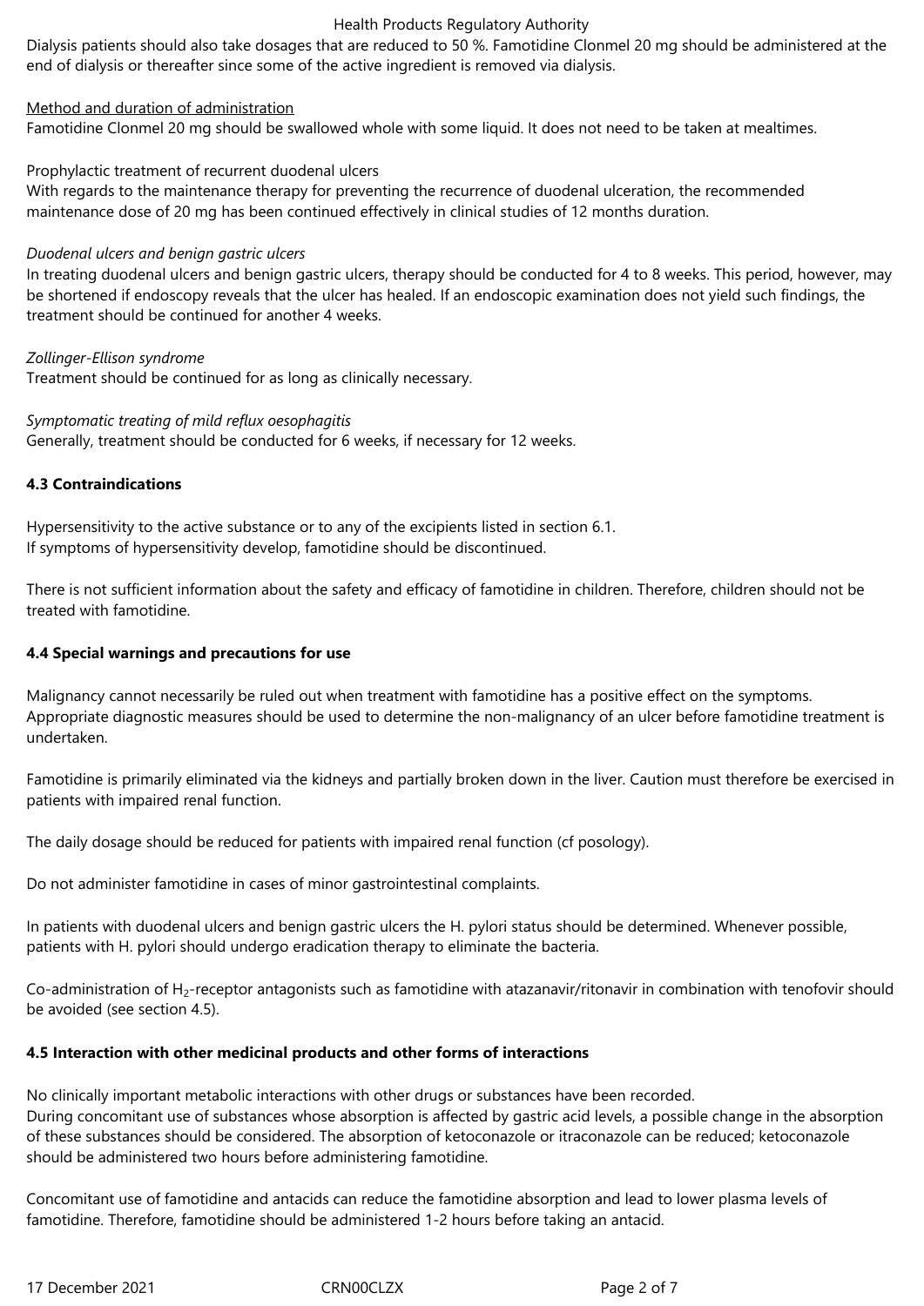Dialysis patients should also take dosages that are reduced to 50 %. Famotidine Clonmel 20 mg should be administered at the end of dialysis or thereafter since some of the active ingredient is removed via dialysis.

Method and duration of administration

Famotidine Clonmel 20 mg should be swallowed whole with some liquid. It does not need to be taken at mealtimes.

Prophylactic treatment of recurrent duodenal ulcers

With regards to the maintenance therapy for preventing the recurrence of duodenal ulceration, the recommended maintenance dose of 20 mg has been continued effectively in clinical studies of 12 months duration.

*Duodenal ulcers and benign gastric ulcers*

In treating duodenal ulcers and benign gastric ulcers, therapy should be conducted for 4 to 8 weeks. This period, however, may be shortened if endoscopy reveals that the ulcer has healed. If an endoscopic examination does not yield such findings, the treatment should be continued for another 4 weeks.

*Zollinger-Ellison syndrome*

Treatment should be continued for as long as clinically necessary.

*Symptomatic treating of mild reflux oesophagitis*

Generally, treatment should be conducted for 6 weeks, if necessary for 12 weeks.

**4.3 Contraindications**

Hypersensitivity to the active substance or to any of the excipients listed in section 6.1.
If symptoms of hypersensitivity develop, famotidine should be discontinued.

There is not sufficient information about the safety and efficacy of famotidine in children. Therefore, children should not be treated with famotidine.

**4.4 Special warnings and precautions for use**

Malignancy cannot necessarily be ruled out when treatment with famotidine has a positive effect on the symptoms. Appropriate diagnostic measures should be used to determine the non-malignancy of an ulcer before famotidine treatment is undertaken.

Famotidine is primarily eliminated via the kidneys and partially broken down in the liver. Caution must therefore be exercised in patients with impaired renal function.

The daily dosage should be reduced for patients with impaired renal function (cf posology).

Do not administer famotidine in cases of minor gastrointestinal complaints.

In patients with duodenal ulcers and benign gastric ulcers the H. pylori status should be determined. Whenever possible, patients with H. pylori should undergo eradication therapy to eliminate the bacteria.

Co-administration of $H_2$-receptor antagonists such as famotidine with atazanavir/ritonavir in combination with tenofovir should be avoided (see section 4.5).

**4.5 Interaction with other medicinal products and other forms of interactions**

No clinically important metabolic interactions with other drugs or substances have been recorded.
During concomitant use of substances whose absorption is affected by gastric acid levels, a possible change in the absorption of these substances should be considered. The absorption of ketoconazole or itraconazole can be reduced; ketoconazole should be administered two hours before administering famotidine.

Concomitant use of famotidine and antacids can reduce the famotidine absorption and lead to lower plasma levels of famotidine. Therefore, famotidine should be administered 1-2 hours before taking an antacid.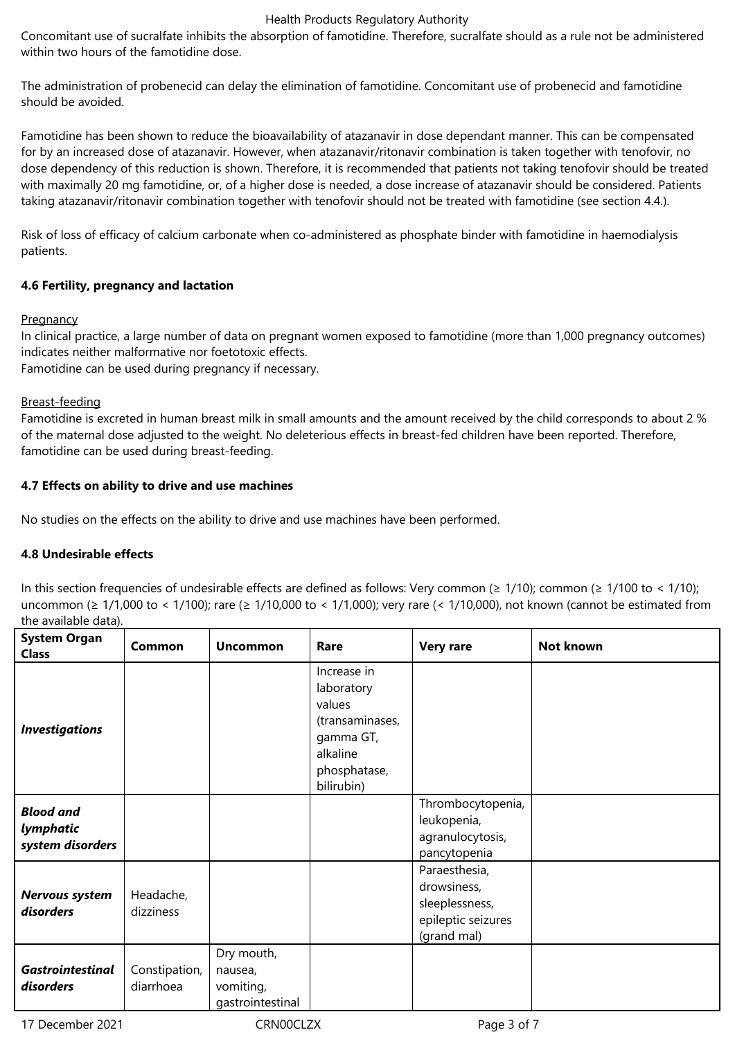Concomitant use of sucralfate inhibits the absorption of famotidine. Therefore, sucralfate should as a rule not be administered within two hours of the famotidine dose.

The administration of probenecid can delay the elimination of famotidine. Concomitant use of probenecid and famotidine should be avoided.

Famotidine has been shown to reduce the bioavailability of atazanavir in dose dependant manner. This can be compensated for by an increased dose of atazanavir. However, when atazanavir/ritonavir combination is taken together with tenofovir, no dose dependency of this reduction is shown. Therefore, it is recommended that patients not taking tenofovir should be treated with maximally 20 mg famotidine, or, of a higher dose is needed, a dose increase of atazanavir should be considered. Patients taking atazanavir/ritonavir combination together with tenofovir should not be treated with famotidine (see section 4.4.).

Risk of loss of efficacy of calcium carbonate when co-administered as phosphate binder with famotidine in haemodialysis patients.

**4.6 Fertility, pregnancy and lactation**

Pregnancy
In clinical practice, a large number of data on pregnant women exposed to famotidine (more than 1,000 pregnancy outcomes) indicates neither malformative nor foetotoxic effects.
Famotidine can be used during pregnancy if necessary.

Breast-feeding
Famotidine is excreted in human breast milk in small amounts and the amount received by the child corresponds to about 2 % of the maternal dose adjusted to the weight. No deleterious effects in breast-fed children have been reported. Therefore, famotidine can be used during breast-feeding.

**4.7 Effects on ability to drive and use machines**

No studies on the effects on the ability to drive and use machines have been performed.

**4.8 Undesirable effects**

In this section frequencies of undesirable effects are defined as follows: Very common (≥ 1/10); common (≥ 1/100 to < 1/10); uncommon (≥ 1/1,000 to < 1/100); rare (≥ 1/10,000 to < 1/1,000); very rare (< 1/10,000), not known (cannot be estimated from the available data).

| System Organ Class | Common | Uncommon | Rare | Very rare | Not known |
|---|---|---|---|---|---|
| ***Investigations*** | | | Increase in laboratory values (transaminases, gamma GT, alkaline phosphatase, bilirubin) | | |
| ***Blood and lymphatic system disorders*** | | | | Thrombocytopenia, leukopenia, agranulocytosis, pancytopenia | |
| ***Nervous system disorders*** | Headache, dizziness | | | Paraesthesia, drowsiness, sleeplessness, epileptic seizures (grand mal) | |
| ***Gastrointestinal disorders*** | Constipation, diarrhoea | Dry mouth, nausea, vomiting, gastrointestinal | | | |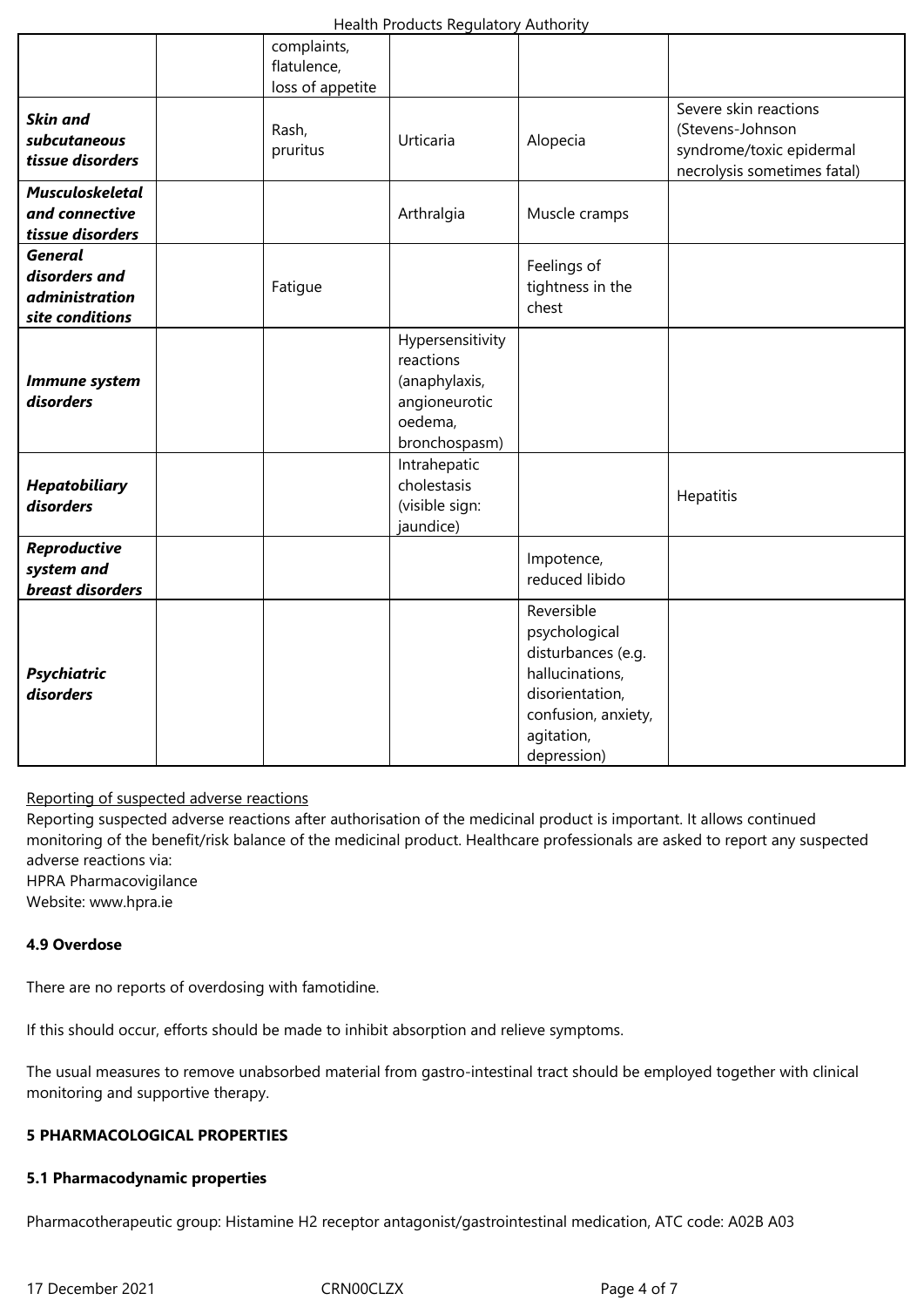| | | | | | |
|---|---|---|---|---|---|
| | | complaints, flatulence, loss of appetite | | | |
| ***Skin and subcutaneous tissue disorders*** | | Rash, pruritus | Urticaria | Alopecia | Severe skin reactions (Stevens-Johnson syndrome/toxic epidermal necrolysis sometimes fatal) |
| ***Musculoskeletal and connective tissue disorders*** | | | Arthralgia | Muscle cramps | |
| ***General disorders and administration site conditions*** | | Fatigue | | Feelings of tightness in the chest | |
| ***Immune system disorders*** | | | Hypersensitivity reactions (anaphylaxis, angioneurotic oedema, bronchospasm) | | |
| ***Hepatobiliary disorders*** | | | Intrahepatic cholestasis (visible sign: jaundice) | | Hepatitis |
| ***Reproductive system and breast disorders*** | | | | Impotence, reduced libido | |
| ***Psychiatric disorders*** | | | | Reversible psychological disturbances (e.g. hallucinations, disorientation, confusion, anxiety, agitation, depression) | |

Reporting of suspected adverse reactions

Reporting suspected adverse reactions after authorisation of the medicinal product is important. It allows continued monitoring of the benefit/risk balance of the medicinal product. Healthcare professionals are asked to report any suspected adverse reactions via:
HPRA Pharmacovigilance
Website: www.hpra.ie

**4.9 Overdose**

There are no reports of overdosing with famotidine.

If this should occur, efforts should be made to inhibit absorption and relieve symptoms.

The usual measures to remove unabsorbed material from gastro-intestinal tract should be employed together with clinical monitoring and supportive therapy.

**5 PHARMACOLOGICAL PROPERTIES**

**5.1 Pharmacodynamic properties**

Pharmacotherapeutic group: Histamine H2 receptor antagonist/gastrointestinal medication, ATC code: A02B A03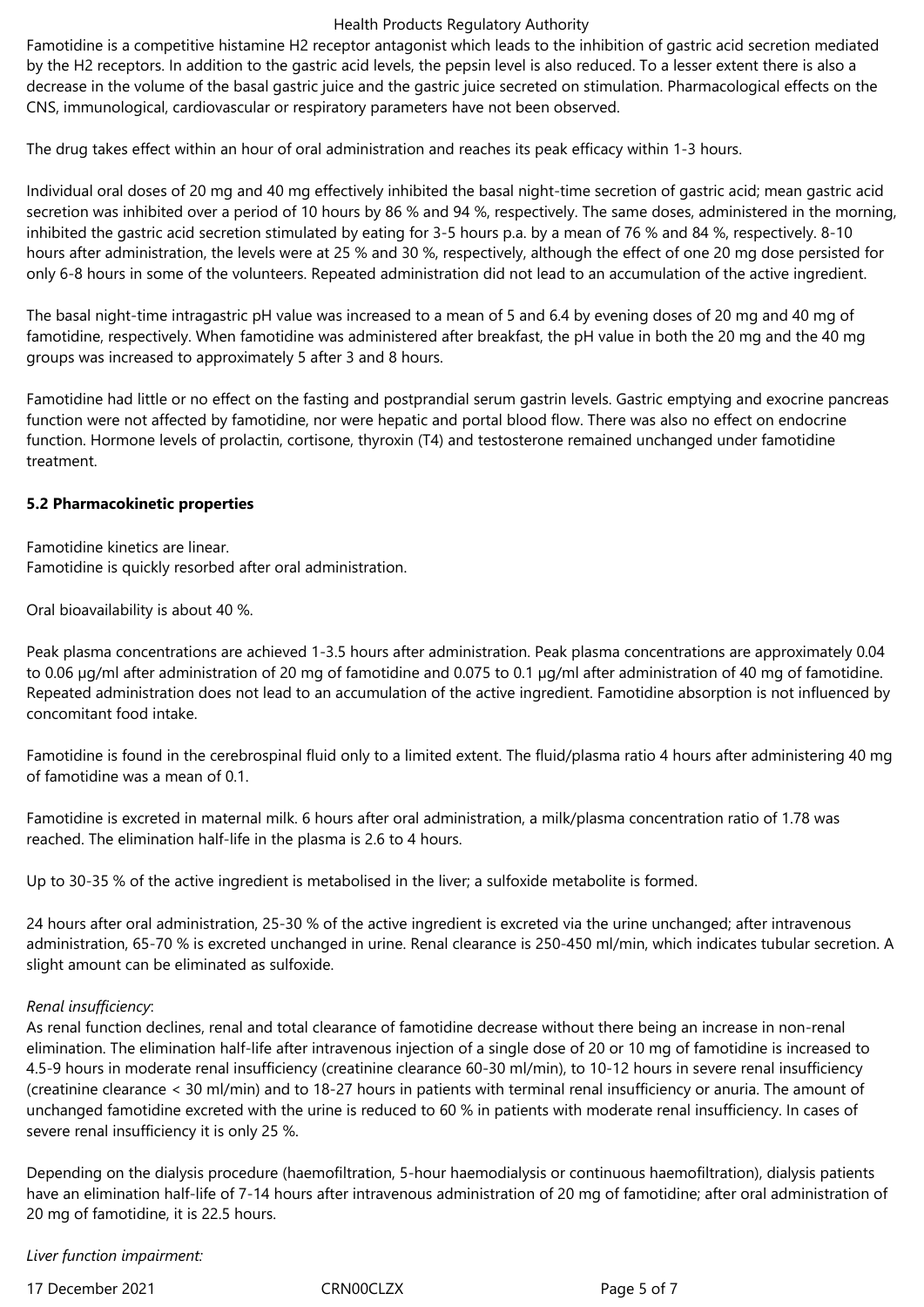Famotidine is a competitive histamine H2 receptor antagonist which leads to the inhibition of gastric acid secretion mediated by the H2 receptors. In addition to the gastric acid levels, the pepsin level is also reduced. To a lesser extent there is also a decrease in the volume of the basal gastric juice and the gastric juice secreted on stimulation. Pharmacological effects on the CNS, immunological, cardiovascular or respiratory parameters have not been observed.

The drug takes effect within an hour of oral administration and reaches its peak efficacy within 1-3 hours.

Individual oral doses of 20 mg and 40 mg effectively inhibited the basal night-time secretion of gastric acid; mean gastric acid secretion was inhibited over a period of 10 hours by 86 % and 94 %, respectively. The same doses, administered in the morning, inhibited the gastric acid secretion stimulated by eating for 3-5 hours p.a. by a mean of 76 % and 84 %, respectively. 8-10 hours after administration, the levels were at 25 % and 30 %, respectively, although the effect of one 20 mg dose persisted for only 6-8 hours in some of the volunteers. Repeated administration did not lead to an accumulation of the active ingredient.

The basal night-time intragastric pH value was increased to a mean of 5 and 6.4 by evening doses of 20 mg and 40 mg of famotidine, respectively. When famotidine was administered after breakfast, the pH value in both the 20 mg and the 40 mg groups was increased to approximately 5 after 3 and 8 hours.

Famotidine had little or no effect on the fasting and postprandial serum gastrin levels. Gastric emptying and exocrine pancreas function were not affected by famotidine, nor were hepatic and portal blood flow. There was also no effect on endocrine function. Hormone levels of prolactin, cortisone, thyroxin (T4) and testosterone remained unchanged under famotidine treatment.

**5.2 Pharmacokinetic properties**

Famotidine kinetics are linear.
Famotidine is quickly resorbed after oral administration.

Oral bioavailability is about 40 %.

Peak plasma concentrations are achieved 1-3.5 hours after administration. Peak plasma concentrations are approximately 0.04 to 0.06 µg/ml after administration of 20 mg of famotidine and 0.075 to 0.1 µg/ml after administration of 40 mg of famotidine. Repeated administration does not lead to an accumulation of the active ingredient. Famotidine absorption is not influenced by concomitant food intake.

Famotidine is found in the cerebrospinal fluid only to a limited extent. The fluid/plasma ratio 4 hours after administering 40 mg of famotidine was a mean of 0.1.

Famotidine is excreted in maternal milk. 6 hours after oral administration, a milk/plasma concentration ratio of 1.78 was reached. The elimination half-life in the plasma is 2.6 to 4 hours.

Up to 30-35 % of the active ingredient is metabolised in the liver; a sulfoxide metabolite is formed.

24 hours after oral administration, 25-30 % of the active ingredient is excreted via the urine unchanged; after intravenous administration, 65-70 % is excreted unchanged in urine. Renal clearance is 250-450 ml/min, which indicates tubular secretion. A slight amount can be eliminated as sulfoxide.

*Renal insufficiency*:
As renal function declines, renal and total clearance of famotidine decrease without there being an increase in non-renal elimination. The elimination half-life after intravenous injection of a single dose of 20 or 10 mg of famotidine is increased to 4.5-9 hours in moderate renal insufficiency (creatinine clearance 60-30 ml/min), to 10-12 hours in severe renal insufficiency (creatinine clearance < 30 ml/min) and to 18-27 hours in patients with terminal renal insufficiency or anuria. The amount of unchanged famotidine excreted with the urine is reduced to 60 % in patients with moderate renal insufficiency. In cases of severe renal insufficiency it is only 25 %.

Depending on the dialysis procedure (haemofiltration, 5-hour haemodialysis or continuous haemofiltration), dialysis patients have an elimination half-life of 7-14 hours after intravenous administration of 20 mg of famotidine; after oral administration of 20 mg of famotidine, it is 22.5 hours.

*Liver function impairment:*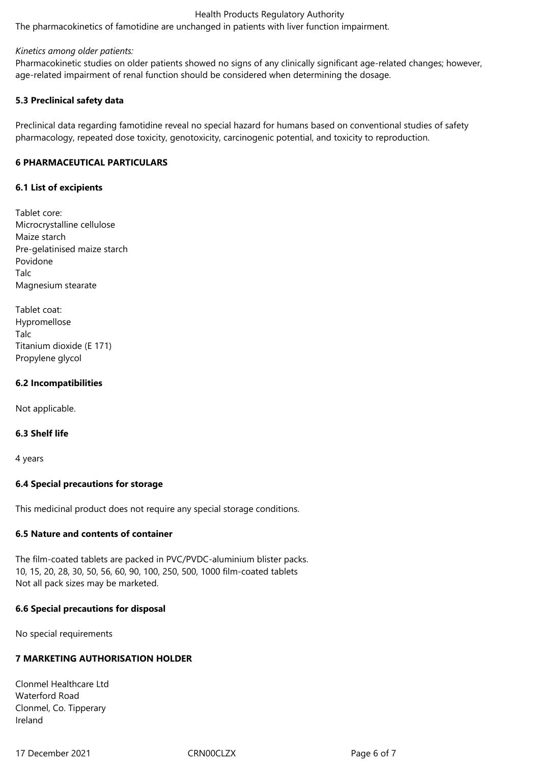The pharmacokinetics of famotidine are unchanged in patients with liver function impairment.

*Kinetics among older patients:*
Pharmacokinetic studies on older patients showed no signs of any clinically significant age-related changes; however, age-related impairment of renal function should be considered when determining the dosage.

**5.3 Preclinical safety data**

Preclinical data regarding famotidine reveal no special hazard for humans based on conventional studies of safety pharmacology, repeated dose toxicity, genotoxicity, carcinogenic potential, and toxicity to reproduction.

**6 PHARMACEUTICAL PARTICULARS**

**6.1 List of excipients**

Tablet core:
Microcrystalline cellulose
Maize starch
Pre-gelatinised maize starch
Povidone
Talc
Magnesium stearate

Tablet coat:
Hypromellose
Talc
Titanium dioxide (E 171)
Propylene glycol

**6.2 Incompatibilities**

Not applicable.

**6.3 Shelf life**

4 years

**6.4 Special precautions for storage**

This medicinal product does not require any special storage conditions.

**6.5 Nature and contents of container**

The film-coated tablets are packed in PVC/PVDC-aluminium blister packs.
10, 15, 20, 28, 30, 50, 56, 60, 90, 100, 250, 500, 1000 film-coated tablets
Not all pack sizes may be marketed.

**6.6 Special precautions for disposal**

No special requirements

**7 MARKETING AUTHORISATION HOLDER**

Clonmel Healthcare Ltd
Waterford Road
Clonmel, Co. Tipperary
Ireland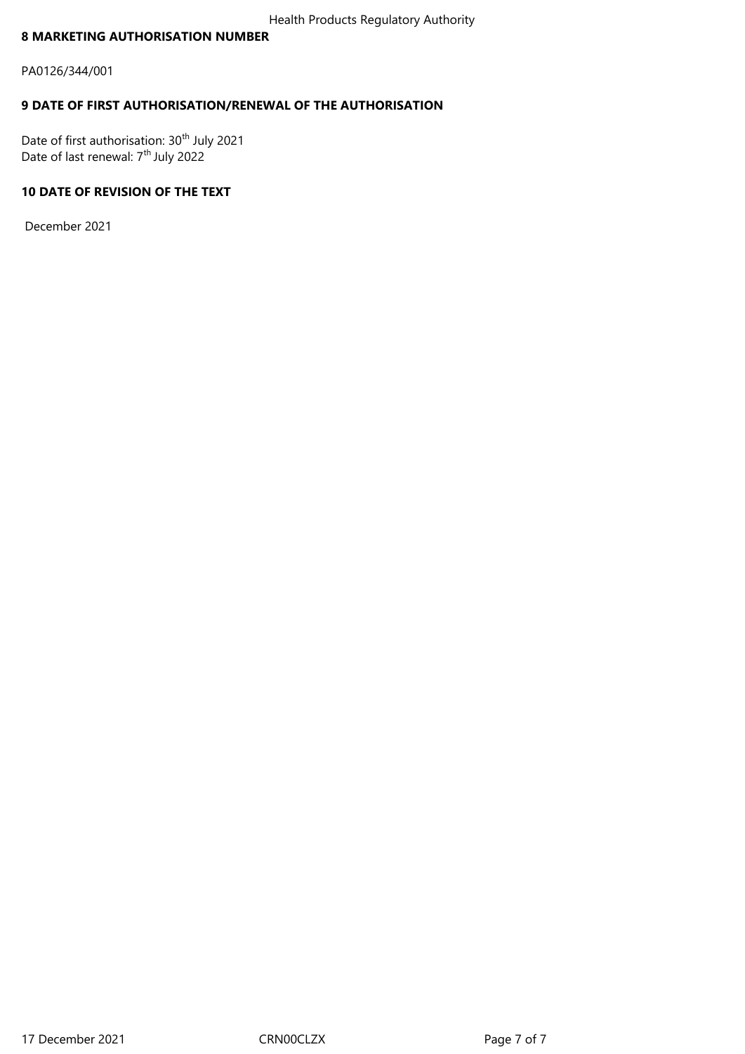## 8 MARKETING AUTHORISATION NUMBER

PA0126/344/001

## 9 DATE OF FIRST AUTHORISATION/RENEWAL OF THE AUTHORISATION

Date of first authorisation: 30th July 2021
Date of last renewal: 7th July 2022

## 10 DATE OF REVISION OF THE TEXT

December 2021